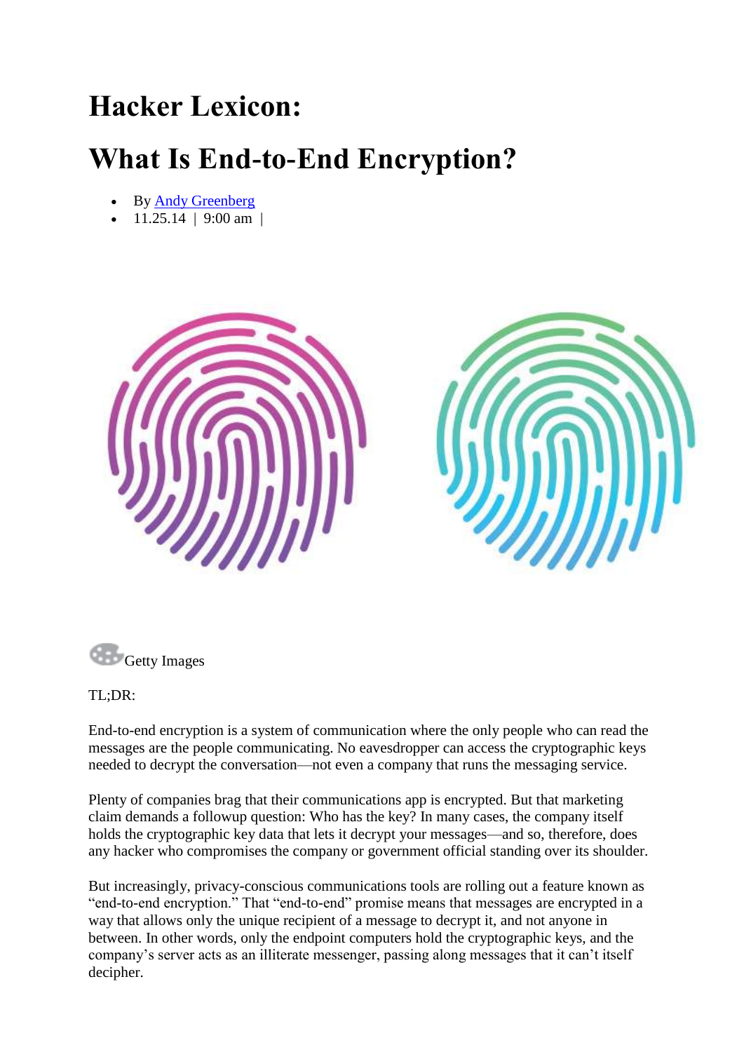# Hacker Lexicon:

# What Is End-to-End Encryption?

- By Andy Greenberg
- 11.25.14 | 9:00 am |

Getty Images

TL;DR:

End-to-end encryption is a system of communication where the only people who can read the messages are the people communicating. No eavesdropper can access the cryptographic keys needed to decrypt the conversation—not even a company that runs the messaging service.

Plenty of companies brag that their communications app is encrypted. But that marketing claim demands a followup question: Who has the key? In many cases, the company itself holds the cryptographic key data that lets it decrypt your messages—and so, therefore, does any hacker who compromises the company or government official standing over its shoulder.

But increasingly, privacy-conscious communications tools are rolling out a feature known as "end-to-end encryption." That "end-to-end" promise means that messages are encrypted in a way that allows only the unique recipient of a message to decrypt it, and not anyone in between. In other words, only the endpoint computers hold the cryptographic keys, and the company's server acts as an illiterate messenger, passing along messages that it can't itself decipher.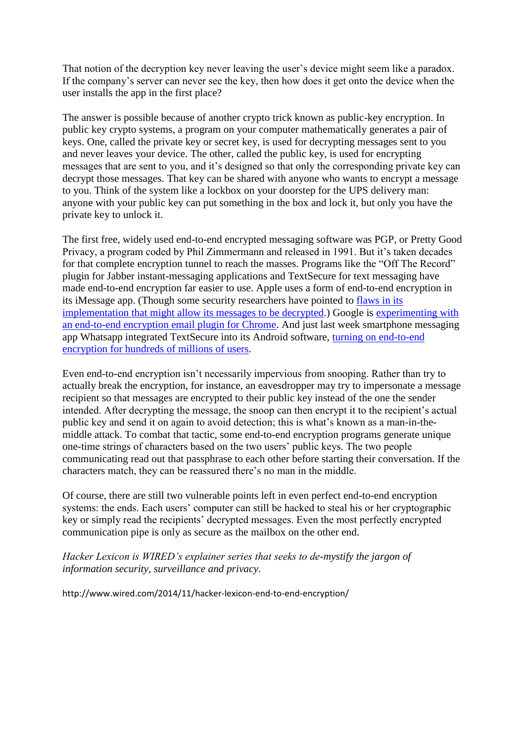That notion of the decryption key never leaving the user's device might seem like a paradox. If the company's server can never see the key, then how does it get onto the device when the user installs the app in the first place?

The answer is possible because of another crypto trick known as public-key encryption. In public key crypto systems, a program on your computer mathematically generates a pair of keys. One, called the private key or secret key, is used for decrypting messages sent to you and never leaves your device. The other, called the public key, is used for encrypting messages that are sent to you, and it's designed so that only the corresponding private key can decrypt those messages. That key can be shared with anyone who wants to encrypt a message to you. Think of the system like a lockbox on your doorstep for the UPS delivery man: anyone with your public key can put something in the box and lock it, but only you have the private key to unlock it.

The first free, widely used end-to-end encrypted messaging software was PGP, or Pretty Good Privacy, a program coded by Phil Zimmermann and released in 1991. But it's taken decades for that complete encryption tunnel to reach the masses. Programs like the "Off The Record" plugin for Jabber instant-messaging applications and TextSecure for text messaging have made end-to-end encryption far easier to use. Apple uses a form of end-to-end encryption in its iMessage app. (Though some security researchers have pointed to flaws in its implementation that might allow its messages to be decrypted.) Google is experimenting with an end-to-end encryption email plugin for Chrome. And just last week smartphone messaging app Whatsapp integrated TextSecure into its Android software, turning on end-to-end encryption for hundreds of millions of users.

Even end-to-end encryption isn't necessarily impervious from snooping. Rather than try to actually break the encryption, for instance, an eavesdropper may try to impersonate a message recipient so that messages are encrypted to their public key instead of the one the sender intended. After decrypting the message, the snoop can then encrypt it to the recipient's actual public key and send it on again to avoid detection; this is what's known as a man-in-the-middle attack. To combat that tactic, some end-to-end encryption programs generate unique one-time strings of characters based on the two users' public keys. The two people communicating read out that passphrase to each other before starting their conversation. If the characters match, they can be reassured there's no man in the middle.

Of course, there are still two vulnerable points left in even perfect end-to-end encryption systems: the ends. Each users' computer can still be hacked to steal his or her cryptographic key or simply read the recipients' decrypted messages. Even the most perfectly encrypted communication pipe is only as secure as the mailbox on the other end.

*Hacker Lexicon is WIRED's explainer series that seeks to de-mystify the jargon of information security, surveillance and privacy.*

http://www.wired.com/2014/11/hacker-lexicon-end-to-end-encryption/